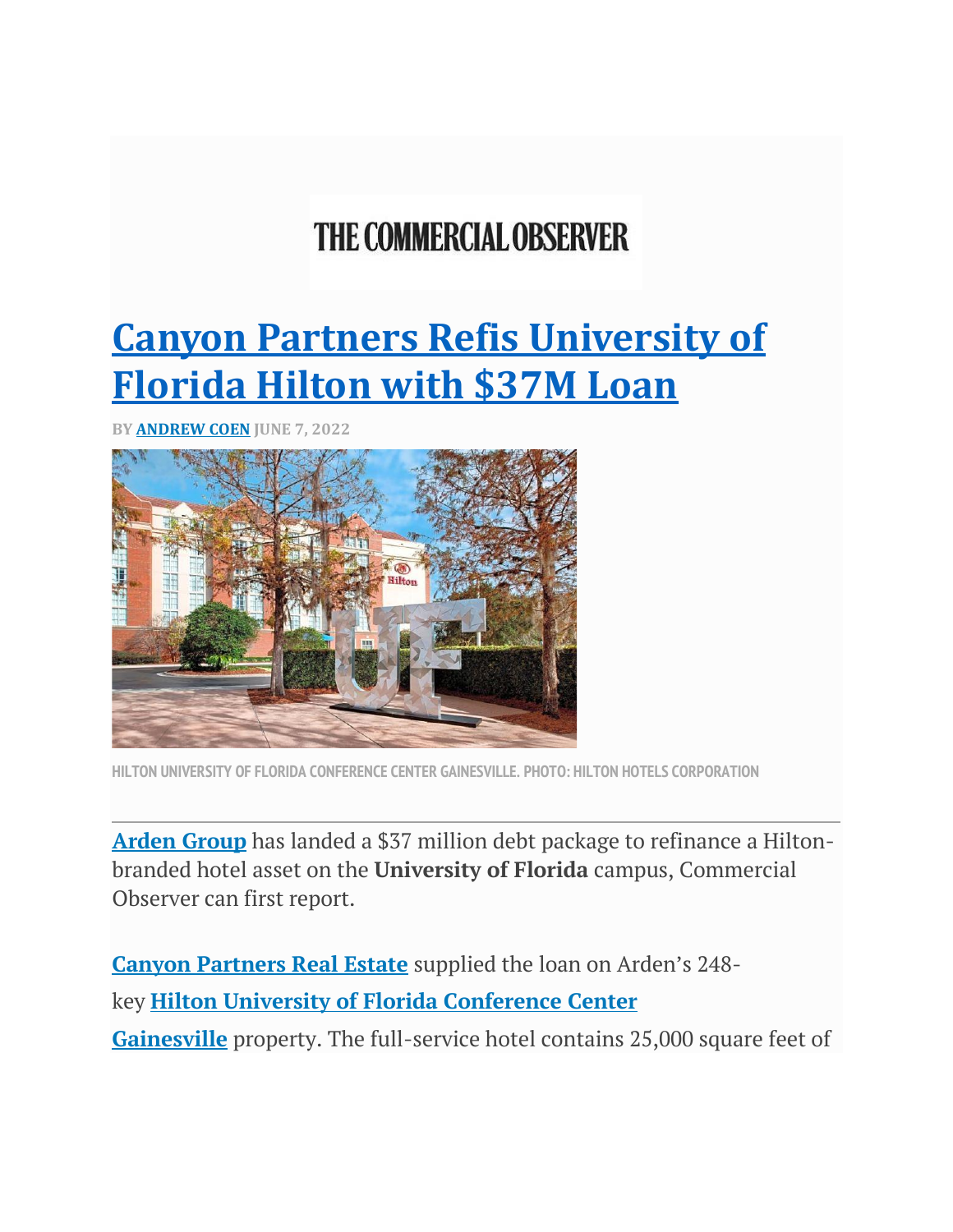THE COMMERCIAL OBSERVER

# Canyon Partners Refis University of Florida Hilton with $37M Loan

BY ANDREW COEN JUNE 7, 2022

HILTON UNIVERSITY OF FLORIDA CONFERENCE CENTER GAINESVILLE. PHOTO: HILTON HOTELS CORPORATION

---

Arden Group has landed a $37 million debt package to refinance a Hilton-branded hotel asset on the **University of Florida** campus, Commercial Observer can first report.

Canyon Partners Real Estate supplied the loan on Arden's 248-key Hilton University of Florida Conference Center Gainesville property. The full-service hotel contains 25,000 square feet of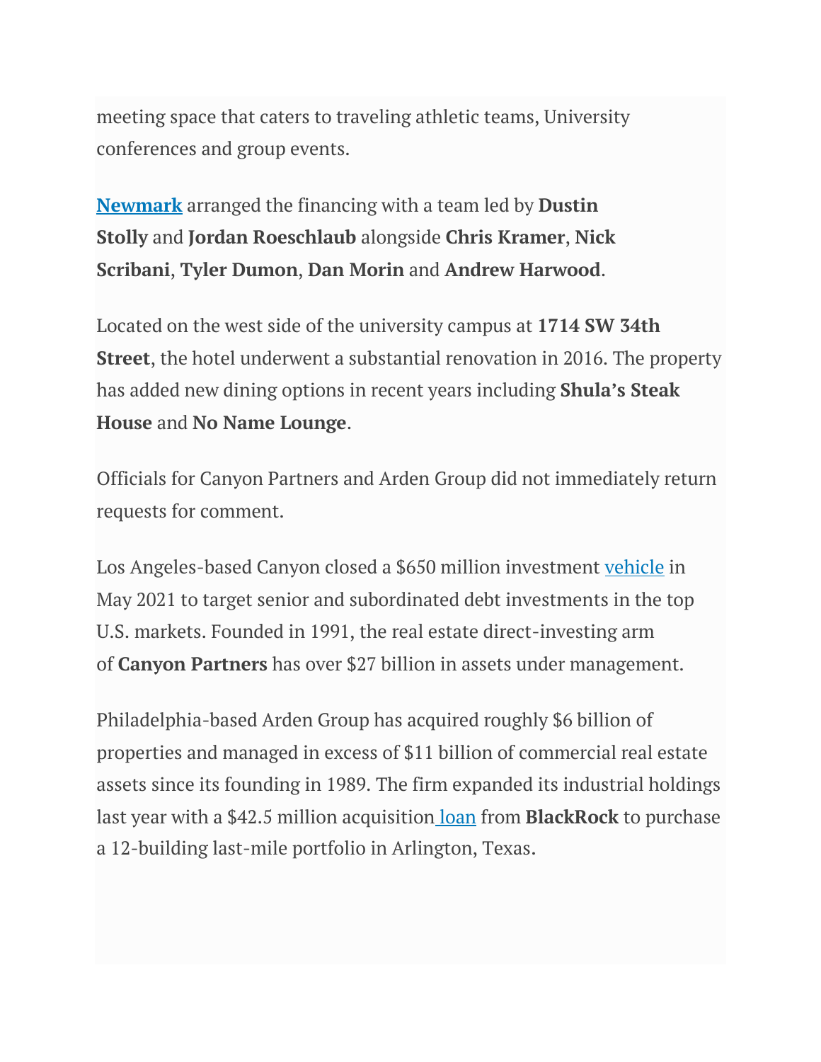meeting space that caters to traveling athletic teams, University conferences and group events.

**Newmark** arranged the financing with a team led by **Dustin Stolly** and **Jordan Roeschlaub** alongside **Chris Kramer**, **Nick Scribani**, **Tyler Dumon**, **Dan Morin** and **Andrew Harwood**.

Located on the west side of the university campus at **1714 SW 34th Street**, the hotel underwent a substantial renovation in 2016. The property has added new dining options in recent years including **Shula's Steak House** and **No Name Lounge**.

Officials for Canyon Partners and Arden Group did not immediately return requests for comment.

Los Angeles-based Canyon closed a $650 million investment vehicle in May 2021 to target senior and subordinated debt investments in the top U.S. markets. Founded in 1991, the real estate direct-investing arm of **Canyon Partners** has over $27 billion in assets under management.

Philadelphia-based Arden Group has acquired roughly $6 billion of properties and managed in excess of $11 billion of commercial real estate assets since its founding in 1989. The firm expanded its industrial holdings last year with a $42.5 million acquisition loan from **BlackRock** to purchase a 12-building last-mile portfolio in Arlington, Texas.